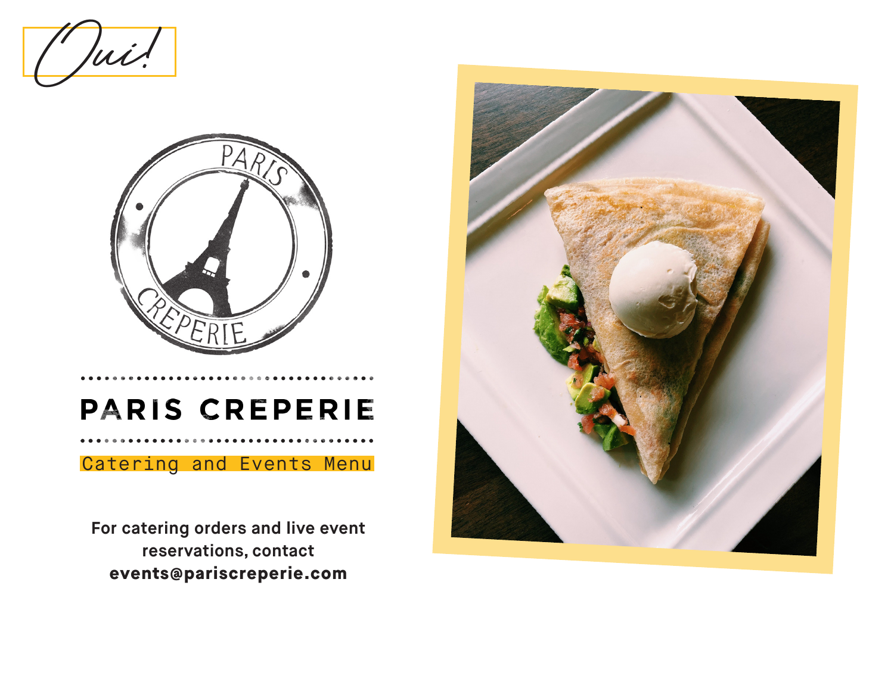*Oui!*

# PARIS CREPERIE

## Catering and Events Menu

**For catering orders and live event reservations, contact events@pariscreperie.com**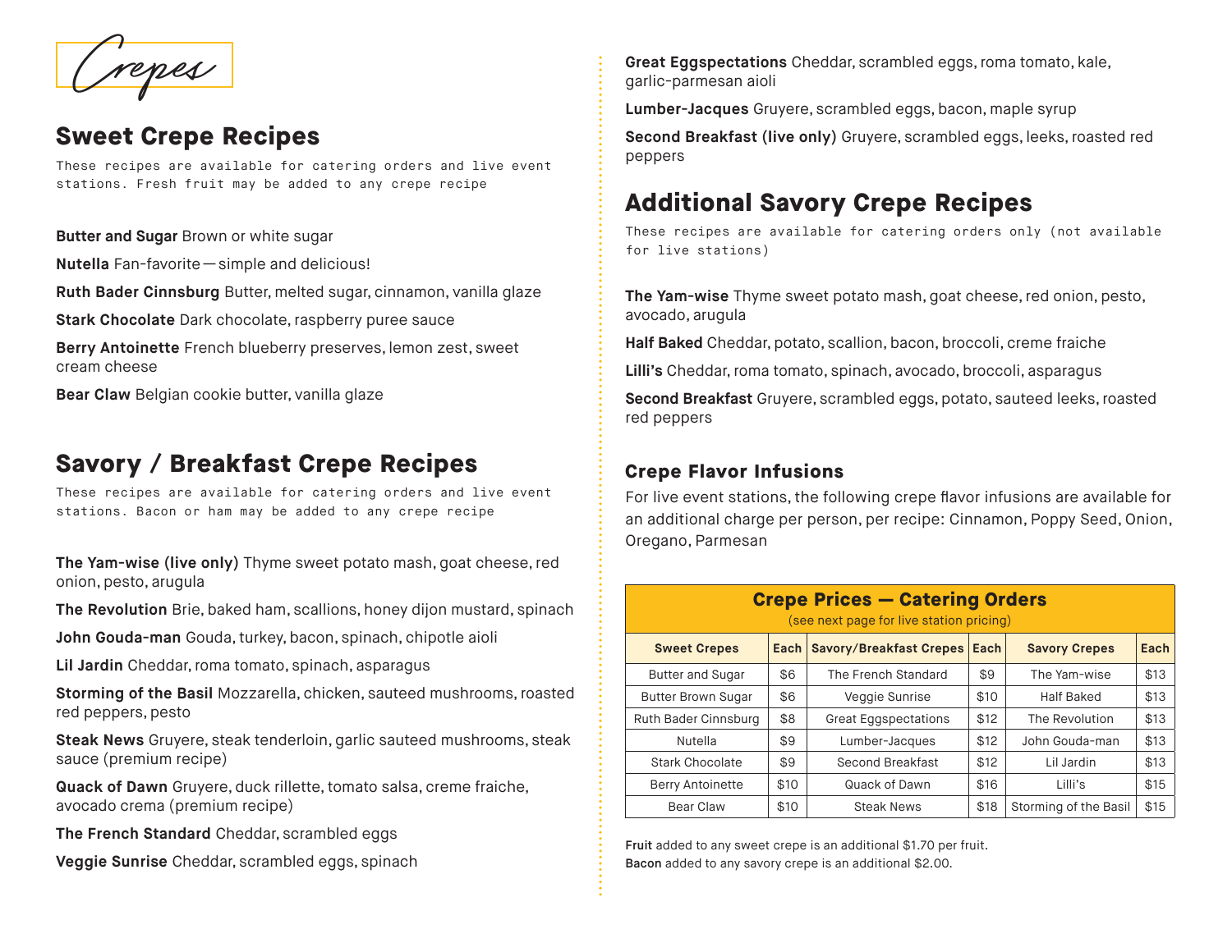# Crepes

## Sweet Crepe Recipes

These recipes are available for catering orders and live event stations. Fresh fruit may be added to any crepe recipe

**Butter and Sugar** Brown or white sugar

**Nutella** Fan-favorite — simple and delicious!

**Ruth Bader Cinnsburg** Butter, melted sugar, cinnamon, vanilla glaze

**Stark Chocolate** Dark chocolate, raspberry puree sauce

**Berry Antoinette** French blueberry preserves, lemon zest, sweet cream cheese

**Bear Claw** Belgian cookie butter, vanilla glaze

## Savory / Breakfast Crepe Recipes

These recipes are available for catering orders and live event stations. Bacon or ham may be added to any crepe recipe

**The Yam-wise (live only)** Thyme sweet potato mash, goat cheese, red onion, pesto, arugula

**The Revolution** Brie, baked ham, scallions, honey dijon mustard, spinach

**John Gouda-man** Gouda, turkey, bacon, spinach, chipotle aioli

**Lil Jardin** Cheddar, roma tomato, spinach, asparagus

**Storming of the Basil** Mozzarella, chicken, sauteed mushrooms, roasted red peppers, pesto

**Steak News** Gruyere, steak tenderloin, garlic sauteed mushrooms, steak sauce (premium recipe)

**Quack of Dawn** Gruyere, duck rillette, tomato salsa, creme fraiche, avocado crema (premium recipe)

**The French Standard** Cheddar, scrambled eggs

**Veggie Sunrise** Cheddar, scrambled eggs, spinach

**Great Eggspectations** Cheddar, scrambled eggs, roma tomato, kale, garlic-parmesan aioli

**Lumber-Jacques** Gruyere, scrambled eggs, bacon, maple syrup

**Second Breakfast (live only)** Gruyere, scrambled eggs, leeks, roasted red peppers

## Additional Savory Crepe Recipes

These recipes are available for catering orders only (not available for live stations)

**The Yam-wise** Thyme sweet potato mash, goat cheese, red onion, pesto, avocado, arugula

**Half Baked** Cheddar, potato, scallion, bacon, broccoli, creme fraiche

**Lilli's** Cheddar, roma tomato, spinach, avocado, broccoli, asparagus

**Second Breakfast** Gruyere, scrambled eggs, potato, sauteed leeks, roasted red peppers

### Crepe Flavor Infusions

For live event stations, the following crepe flavor infusions are available for an additional charge per person, per recipe: Cinnamon, Poppy Seed, Onion, Oregano, Parmesan

**Crepe Prices — Catering Orders**
(see next page for live station pricing)

| Sweet Crepes | Each | Savory/Breakfast Crepes | Each | Savory Crepes | Each |
|---|---|---|---|---|---|
| Butter and Sugar | $6 | The French Standard | $9 | The Yam-wise | $13 |
| Butter Brown Sugar | $6 | Veggie Sunrise | $10 | Half Baked | $13 |
| Ruth Bader Cinnsburg | $8 | Great Eggspectations | $12 | The Revolution | $13 |
| Nutella | $9 | Lumber-Jacques | $12 | John Gouda-man | $13 |
| Stark Chocolate | $9 | Second Breakfast | $12 | Lil Jardin | $13 |
| Berry Antoinette | $10 | Quack of Dawn | $16 | Lilli's | $15 |
| Bear Claw | $10 | Steak News | $18 | Storming of the Basil | $15 |

**Fruit** added to any sweet crepe is an additional $1.70 per fruit.
**Bacon** added to any savory crepe is an additional $2.00.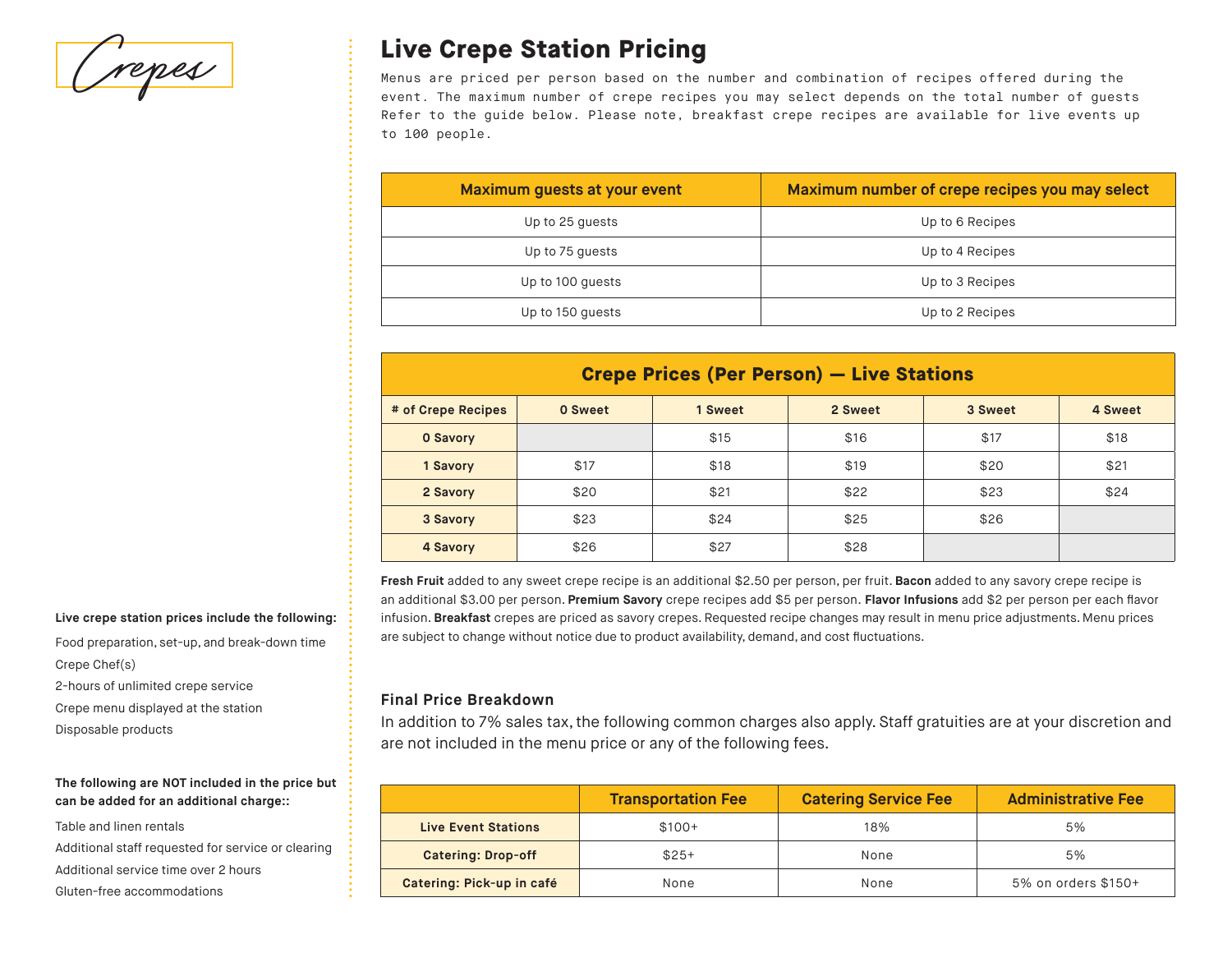# Crepes

## Live Crepe Station Pricing

Menus are priced per person based on the number and combination of recipes offered during the event. The maximum number of crepe recipes you may select depends on the total number of guests Refer to the guide below. Please note, breakfast crepe recipes are available for live events up to 100 people.

| Maximum guests at your event | Maximum number of crepe recipes you may select |
|---|---|
| Up to 25 guests | Up to 6 Recipes |
| Up to 75 guests | Up to 4 Recipes |
| Up to 100 guests | Up to 3 Recipes |
| Up to 150 guests | Up to 2 Recipes |

**Crepe Prices (Per Person) — Live Stations**

| # of Crepe Recipes | 0 Sweet | 1 Sweet | 2 Sweet | 3 Sweet | 4 Sweet |
|---|---|---|---|---|---|
| 0 Savory | | $15 | $16 | $17 | $18 |
| 1 Savory | $17 | $18 | $19 | $20 | $21 |
| 2 Savory | $20 | $21 | $22 | $23 | $24 |
| 3 Savory | $23 | $24 | $25 | $26 | |
| 4 Savory | $26 | $27 | $28 | | |

**Fresh Fruit** added to any sweet crepe recipe is an additional $2.50 per person, per fruit. **Bacon** added to any savory crepe recipe is an additional $3.00 per person. **Premium Savory** crepe recipes add $5 per person. **Flavor Infusions** add $2 per person per each flavor infusion. **Breakfast** crepes are priced as savory crepes. Requested recipe changes may result in menu price adjustments. Menu prices are subject to change without notice due to product availability, demand, and cost fluctuations.

**Live crepe station prices include the following:**

- Food preparation, set-up, and break-down time
- Crepe Chef(s)
- 2-hours of unlimited crepe service
- Crepe menu displayed at the station
- Disposable products

**The following are NOT included in the price but can be added for an additional charge::**

- Table and linen rentals
- Additional staff requested for service or clearing
- Additional service time over 2 hours
- Gluten-free accommodations

### Final Price Breakdown

In addition to 7% sales tax, the following common charges also apply. Staff gratuities are at your discretion and are not included in the menu price or any of the following fees.

| | Transportation Fee | Catering Service Fee | Administrative Fee |
|---|---|---|---|
| Live Event Stations | $100+ | 18% | 5% |
| Catering: Drop-off | $25+ | None | 5% |
| Catering: Pick-up in café | None | None | 5% on orders $150+ |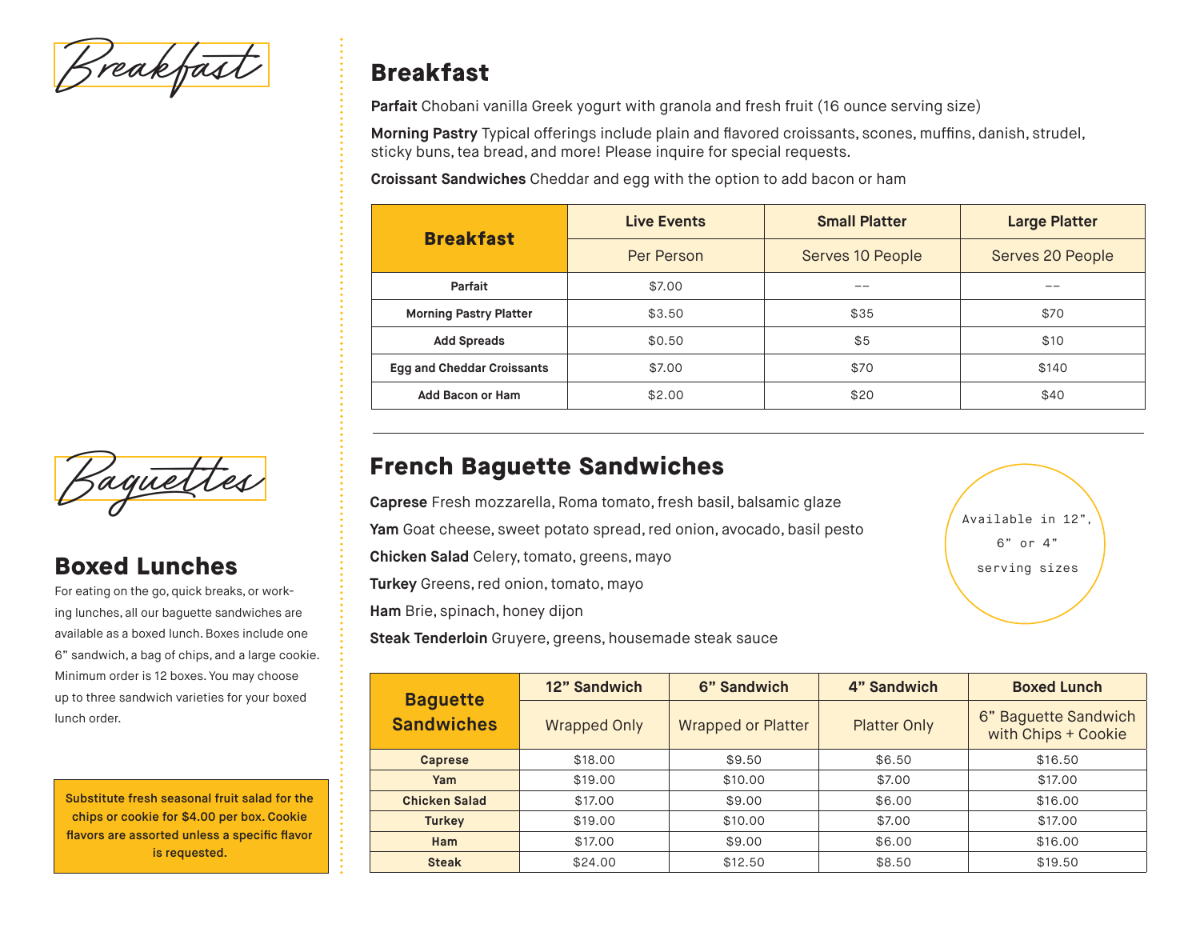Breakfast

# Breakfast

**Parfait** Chobani vanilla Greek yogurt with granola and fresh fruit (16 ounce serving size)

**Morning Pastry** Typical offerings include plain and flavored croissants, scones, muffins, danish, strudel, sticky buns, tea bread, and more! Please inquire for special requests.

**Croissant Sandwiches** Cheddar and egg with the option to add bacon or ham

| Breakfast | Live Events | Small Platter | Large Platter |
|---|---|---|---|
| | Per Person | Serves 10 People | Serves 20 People |
| Parfait | $7.00 | -- | -- |
| Morning Pastry Platter | $3.50 | $35 | $70 |
| Add Spreads | $0.50 | $5 | $10 |
| Egg and Cheddar Croissants | $7.00 | $70 | $140 |
| Add Bacon or Ham | $2.00 | $20 | $40 |

Baguettes

# French Baguette Sandwiches

**Caprese** Fresh mozzarella, Roma tomato, fresh basil, balsamic glaze

**Yam** Goat cheese, sweet potato spread, red onion, avocado, basil pesto

**Chicken Salad** Celery, tomato, greens, mayo

**Turkey** Greens, red onion, tomato, mayo

**Ham** Brie, spinach, honey dijon

**Steak Tenderloin** Gruyere, greens, housemade steak sauce

Available in 12", 6" or 4" serving sizes

| Baguette Sandwiches | 12" Sandwich | 6" Sandwich | 4" Sandwich | Boxed Lunch |
|---|---|---|---|---|
| | Wrapped Only | Wrapped or Platter | Platter Only | 6" Baguette Sandwich with Chips + Cookie |
| Caprese | $18.00 | $9.50 | $6.50 | $16.50 |
| Yam | $19.00 | $10.00 | $7.00 | $17.00 |
| Chicken Salad | $17.00 | $9.00 | $6.00 | $16.00 |
| Turkey | $19.00 | $10.00 | $7.00 | $17.00 |
| Ham | $17.00 | $9.00 | $6.00 | $16.00 |
| Steak | $24.00 | $12.50 | $8.50 | $19.50 |

## Boxed Lunches

For eating on the go, quick breaks, or working lunches, all our baguette sandwiches are available as a boxed lunch. Boxes include one 6" sandwich, a bag of chips, and a large cookie. Minimum order is 12 boxes. You may choose up to three sandwich varieties for your boxed lunch order.

**Substitute fresh seasonal fruit salad for the chips or cookie for $4.00 per box. Cookie flavors are assorted unless a specific flavor is requested.**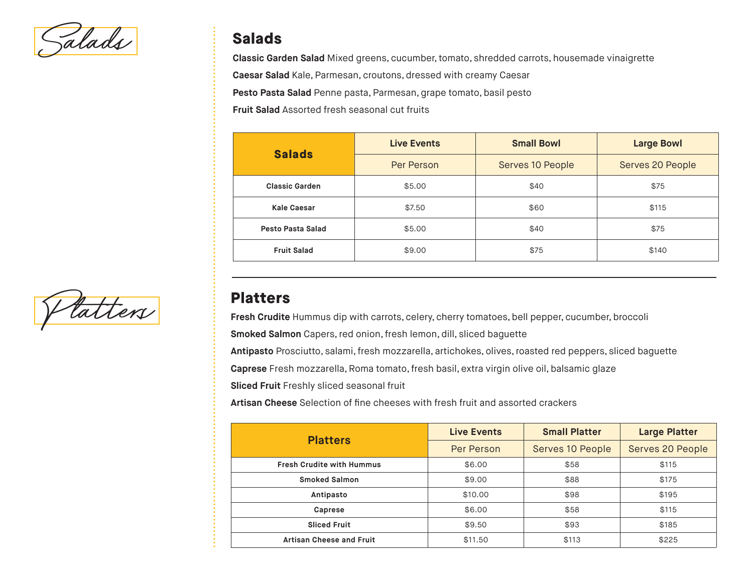# Salads

## Salads

**Classic Garden Salad** Mixed greens, cucumber, tomato, shredded carrots, housemade vinaigrette

**Caesar Salad** Kale, Parmesan, croutons, dressed with creamy Caesar

**Pesto Pasta Salad** Penne pasta, Parmesan, grape tomato, basil pesto

**Fruit Salad** Assorted fresh seasonal cut fruits

| Salads | Live Events | Small Bowl | Large Bowl |
|---|---|---|---|
| | Per Person | Serves 10 People | Serves 20 People |
| Classic Garden | $5.00 | $40 | $75 |
| Kale Caesar | $7.50 | $60 | $115 |
| Pesto Pasta Salad | $5.00 | $40 | $75 |
| Fruit Salad | $9.00 | $75 | $140 |

# Platters

## Platters

**Fresh Crudite** Hummus dip with carrots, celery, cherry tomatoes, bell pepper, cucumber, broccoli

**Smoked Salmon** Capers, red onion, fresh lemon, dill, sliced baguette

**Antipasto** Prosciutto, salami, fresh mozzarella, artichokes, olives, roasted red peppers, sliced baguette

**Caprese** Fresh mozzarella, Roma tomato, fresh basil, extra virgin olive oil, balsamic glaze

**Sliced Fruit** Freshly sliced seasonal fruit

**Artisan Cheese** Selection of fine cheeses with fresh fruit and assorted crackers

| Platters | Live Events | Small Platter | Large Platter |
|---|---|---|---|
| | Per Person | Serves 10 People | Serves 20 People |
| Fresh Crudite with Hummus | $6.00 | $58 | $115 |
| Smoked Salmon | $9.00 | $88 | $175 |
| Antipasto | $10.00 | $98 | $195 |
| Caprese | $6.00 | $58 | $115 |
| Sliced Fruit | $9.50 | $93 | $185 |
| Artisan Cheese and Fruit | $11.50 | $113 | $225 |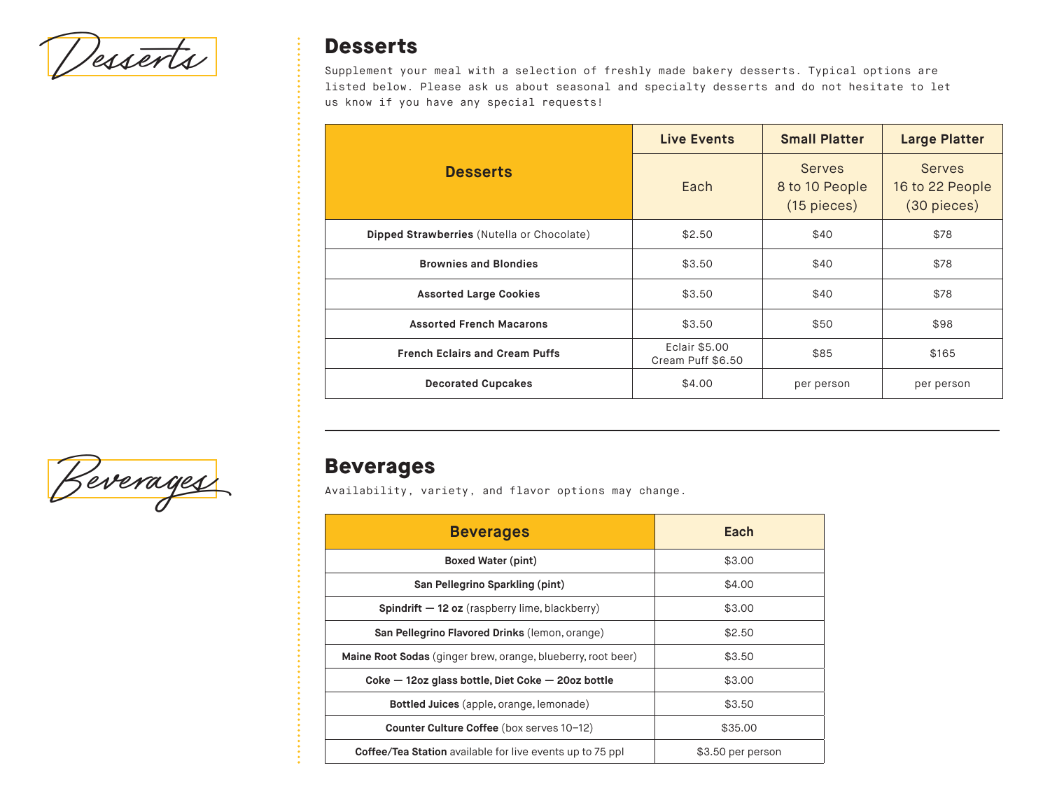Desserts

## Desserts

Supplement your meal with a selection of freshly made bakery desserts. Typical options are listed below. Please ask us about seasonal and specialty desserts and do not hesitate to let us know if you have any special requests!

| Desserts | Live Events | Small Platter | Large Platter |
|---|---|---|---|
| | Each | Serves 8 to 10 People (15 pieces) | Serves 16 to 22 People (30 pieces) |
| **Dipped Strawberries** (Nutella or Chocolate) | $2.50 | $40 | $78 |
| **Brownies and Blondies** | $3.50 | $40 | $78 |
| **Assorted Large Cookies** | $3.50 | $40 | $78 |
| **Assorted French Macarons** | $3.50 | $50 | $98 |
| **French Eclairs and Cream Puffs** | Eclair $5.00 Cream Puff $6.50 | $85 | $165 |
| **Decorated Cupcakes** | $4.00 | per person | per person |

---

Beverages

## Beverages

Availability, variety, and flavor options may change.

| Beverages | Each |
|---|---|
| **Boxed Water (pint)** | $3.00 |
| **San Pellegrino Sparkling (pint)** | $4.00 |
| **Spindrift — 12 oz** (raspberry lime, blackberry) | $3.00 |
| **San Pellegrino Flavored Drinks** (lemon, orange) | $2.50 |
| **Maine Root Sodas** (ginger brew, orange, blueberry, root beer) | $3.50 |
| **Coke — 12oz glass bottle, Diet Coke — 20oz bottle** | $3.00 |
| **Bottled Juices** (apple, orange, lemonade) | $3.50 |
| **Counter Culture Coffee** (box serves 10–12) | $35.00 |
| **Coffee/Tea Station** available for live events up to 75 ppl | $3.50 per person |